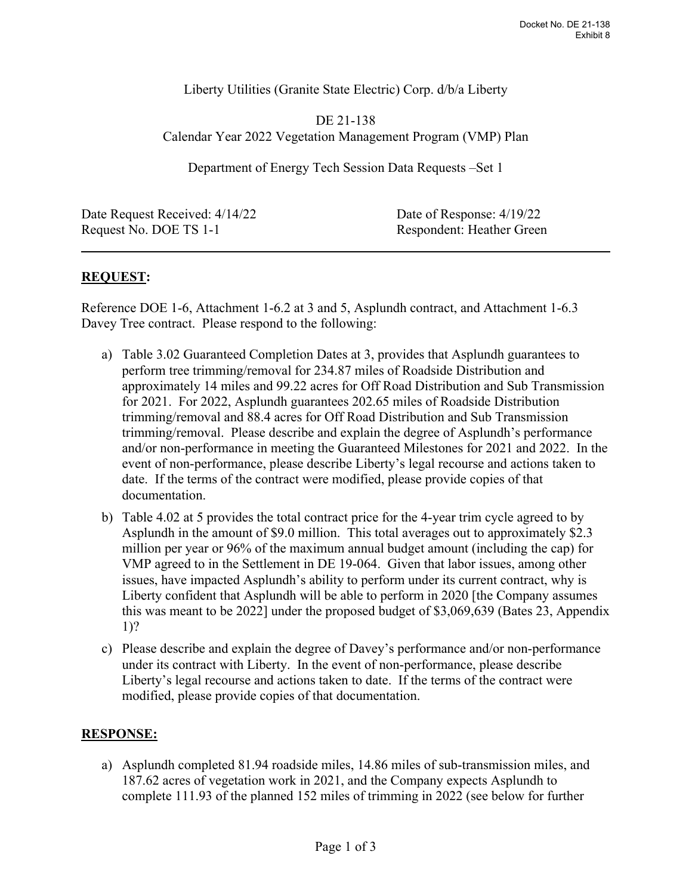Docket No. DE 21-138
Exhibit 8

Liberty Utilities (Granite State Electric) Corp. d/b/a Liberty

DE 21-138
Calendar Year 2022 Vegetation Management Program (VMP) Plan

Department of Energy Tech Session Data Requests –Set 1

| | |
|---|---|
| Date Request Received: 4/14/22 | Date of Response: 4/19/22 |
| Request No. DOE TS 1-1 | Respondent: Heather Green |

---

## **REQUEST:**

Reference DOE 1-6, Attachment 1-6.2 at 3 and 5, Asplundh contract, and Attachment 1-6.3 Davey Tree contract. Please respond to the following:

a) Table 3.02 Guaranteed Completion Dates at 3, provides that Asplundh guarantees to perform tree trimming/removal for 234.87 miles of Roadside Distribution and approximately 14 miles and 99.22 acres for Off Road Distribution and Sub Transmission for 2021. For 2022, Asplundh guarantees 202.65 miles of Roadside Distribution trimming/removal and 88.4 acres for Off Road Distribution and Sub Transmission trimming/removal. Please describe and explain the degree of Asplundh's performance and/or non-performance in meeting the Guaranteed Milestones for 2021 and 2022. In the event of non-performance, please describe Liberty's legal recourse and actions taken to date. If the terms of the contract were modified, please provide copies of that documentation.

b) Table 4.02 at 5 provides the total contract price for the 4-year trim cycle agreed to by Asplundh in the amount of $9.0 million. This total averages out to approximately $2.3 million per year or 96% of the maximum annual budget amount (including the cap) for VMP agreed to in the Settlement in DE 19-064. Given that labor issues, among other issues, have impacted Asplundh's ability to perform under its current contract, why is Liberty confident that Asplundh will be able to perform in 2020 [the Company assumes this was meant to be 2022] under the proposed budget of $3,069,639 (Bates 23, Appendix 1)?

c) Please describe and explain the degree of Davey's performance and/or non-performance under its contract with Liberty. In the event of non-performance, please describe Liberty's legal recourse and actions taken to date. If the terms of the contract were modified, please provide copies of that documentation.

## **RESPONSE:**

a) Asplundh completed 81.94 roadside miles, 14.86 miles of sub-transmission miles, and 187.62 acres of vegetation work in 2021, and the Company expects Asplundh to complete 111.93 of the planned 152 miles of trimming in 2022 (see below for further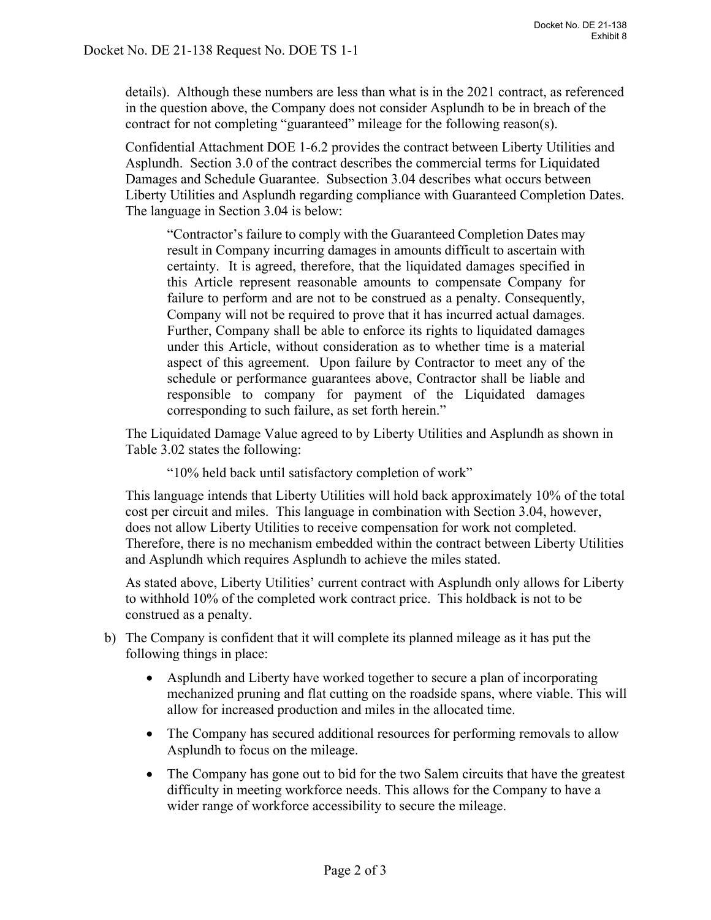details). Although these numbers are less than what is in the 2021 contract, as referenced in the question above, the Company does not consider Asplundh to be in breach of the contract for not completing "guaranteed" mileage for the following reason(s).

Confidential Attachment DOE 1-6.2 provides the contract between Liberty Utilities and Asplundh. Section 3.0 of the contract describes the commercial terms for Liquidated Damages and Schedule Guarantee. Subsection 3.04 describes what occurs between Liberty Utilities and Asplundh regarding compliance with Guaranteed Completion Dates. The language in Section 3.04 is below:

> "Contractor's failure to comply with the Guaranteed Completion Dates may result in Company incurring damages in amounts difficult to ascertain with certainty. It is agreed, therefore, that the liquidated damages specified in this Article represent reasonable amounts to compensate Company for failure to perform and are not to be construed as a penalty. Consequently, Company will not be required to prove that it has incurred actual damages. Further, Company shall be able to enforce its rights to liquidated damages under this Article, without consideration as to whether time is a material aspect of this agreement. Upon failure by Contractor to meet any of the schedule or performance guarantees above, Contractor shall be liable and responsible to company for payment of the Liquidated damages corresponding to such failure, as set forth herein."

The Liquidated Damage Value agreed to by Liberty Utilities and Asplundh as shown in Table 3.02 states the following:

> "10% held back until satisfactory completion of work"

This language intends that Liberty Utilities will hold back approximately 10% of the total cost per circuit and miles. This language in combination with Section 3.04, however, does not allow Liberty Utilities to receive compensation for work not completed. Therefore, there is no mechanism embedded within the contract between Liberty Utilities and Asplundh which requires Asplundh to achieve the miles stated.

As stated above, Liberty Utilities' current contract with Asplundh only allows for Liberty to withhold 10% of the completed work contract price. This holdback is not to be construed as a penalty.

b) The Company is confident that it will complete its planned mileage as it has put the following things in place:

- Asplundh and Liberty have worked together to secure a plan of incorporating mechanized pruning and flat cutting on the roadside spans, where viable. This will allow for increased production and miles in the allocated time.
- The Company has secured additional resources for performing removals to allow Asplundh to focus on the mileage.
- The Company has gone out to bid for the two Salem circuits that have the greatest difficulty in meeting workforce needs. This allows for the Company to have a wider range of workforce accessibility to secure the mileage.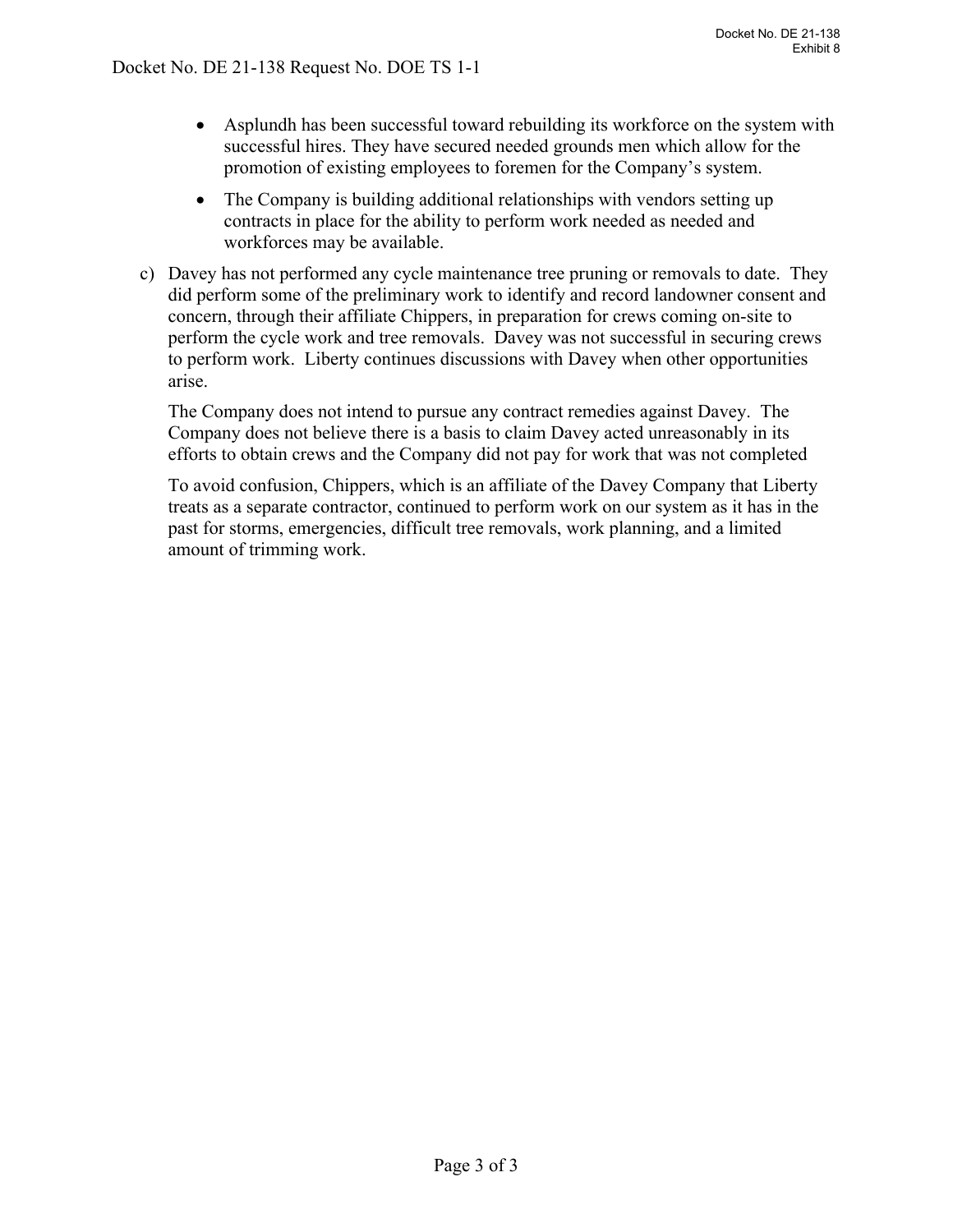- Asplundh has been successful toward rebuilding its workforce on the system with successful hires. They have secured needed grounds men which allow for the promotion of existing employees to foremen for the Company's system.
- The Company is building additional relationships with vendors setting up contracts in place for the ability to perform work needed as needed and workforces may be available.

c) Davey has not performed any cycle maintenance tree pruning or removals to date. They did perform some of the preliminary work to identify and record landowner consent and concern, through their affiliate Chippers, in preparation for crews coming on-site to perform the cycle work and tree removals. Davey was not successful in securing crews to perform work. Liberty continues discussions with Davey when other opportunities arise.

   The Company does not intend to pursue any contract remedies against Davey. The Company does not believe there is a basis to claim Davey acted unreasonably in its efforts to obtain crews and the Company did not pay for work that was not completed

   To avoid confusion, Chippers, which is an affiliate of the Davey Company that Liberty treats as a separate contractor, continued to perform work on our system as it has in the past for storms, emergencies, difficult tree removals, work planning, and a limited amount of trimming work.